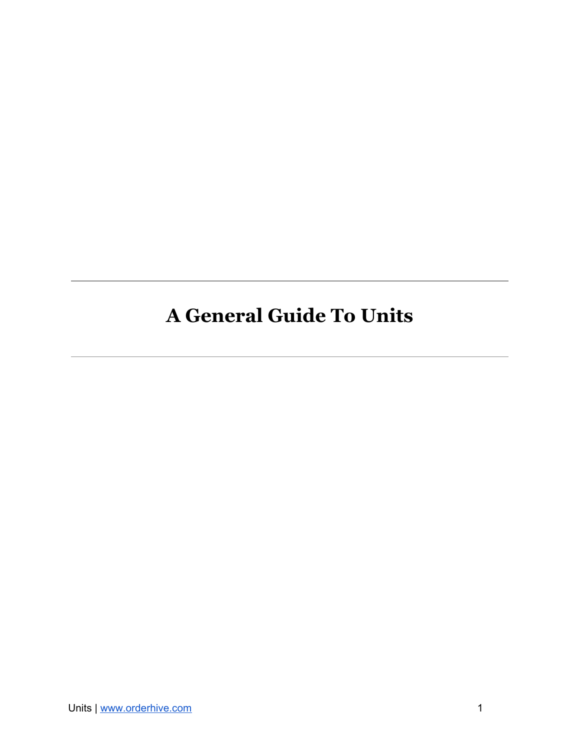# A General Guide To Units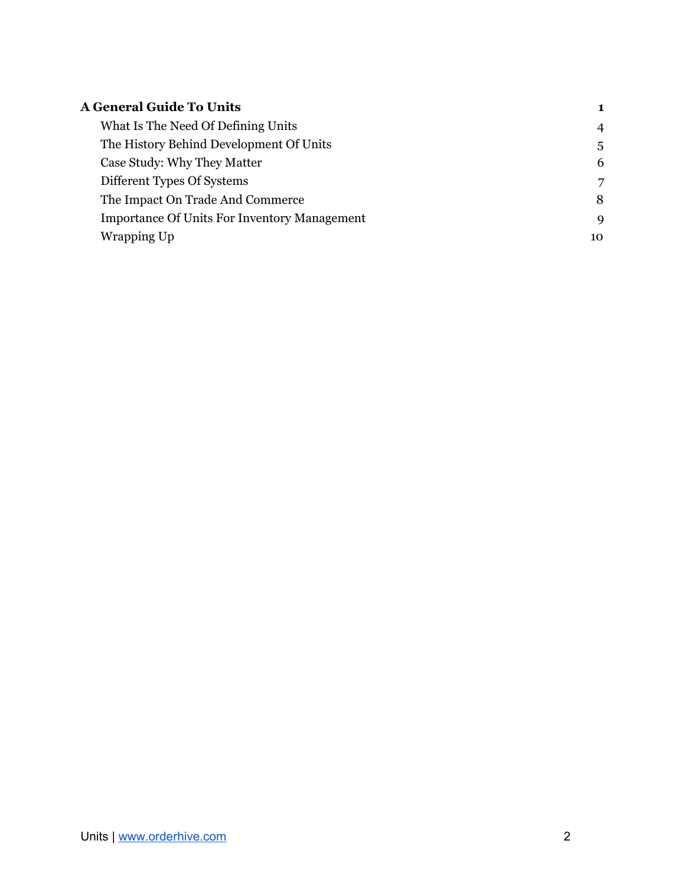| | |
|---|---|
| **A General Guide To Units** | **1** |
| What Is The Need Of Defining Units | 4 |
| The History Behind Development Of Units | 5 |
| Case Study: Why They Matter | 6 |
| Different Types Of Systems | 7 |
| The Impact On Trade And Commerce | 8 |
| Importance Of Units For Inventory Management | 9 |
| Wrapping Up | 10 |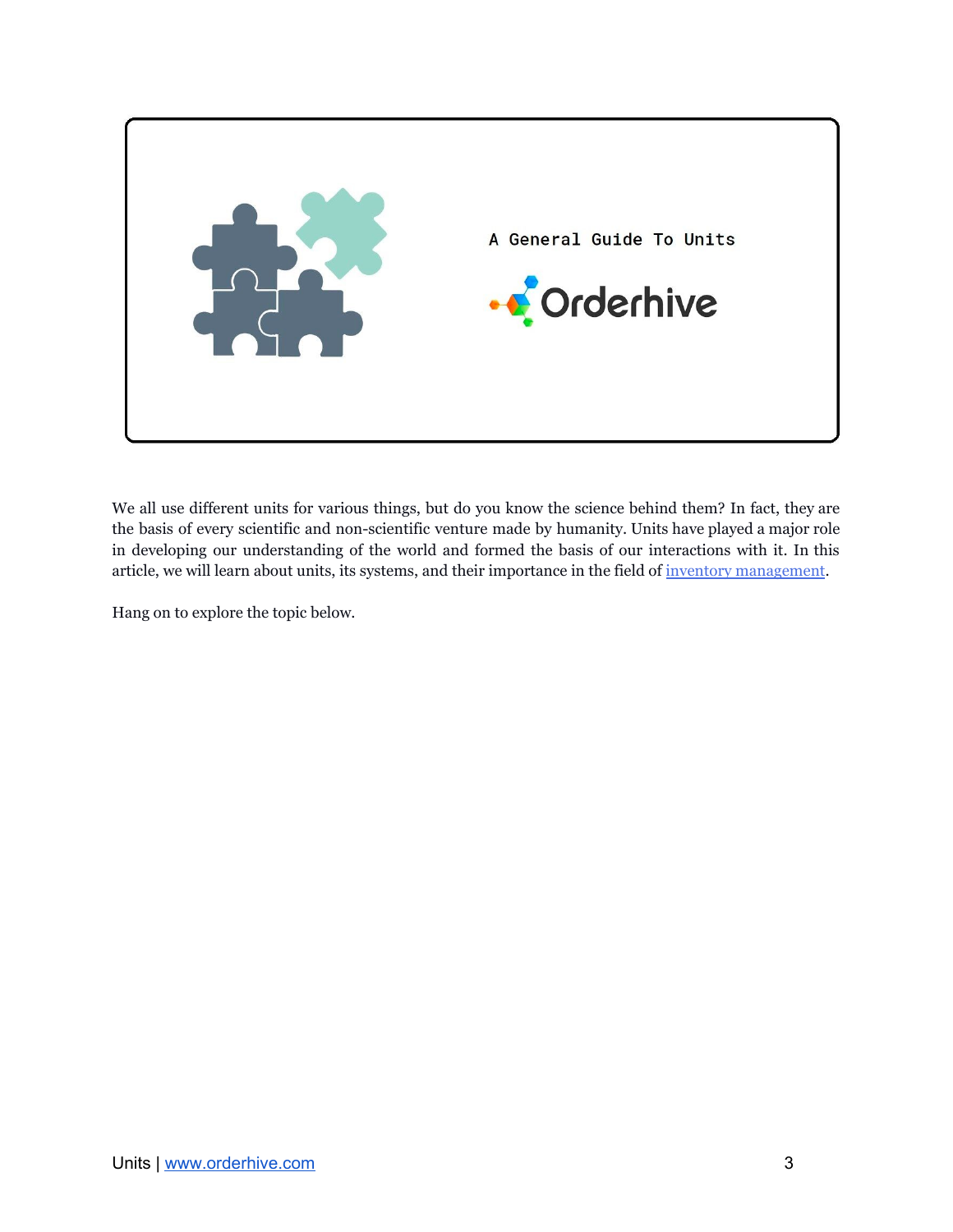A General Guide To Units

Orderhive

We all use different units for various things, but do you know the science behind them? In fact, they are the basis of every scientific and non-scientific venture made by humanity. Units have played a major role in developing our understanding of the world and formed the basis of our interactions with it. In this article, we will learn about units, its systems, and their importance in the field of inventory management.

Hang on to explore the topic below.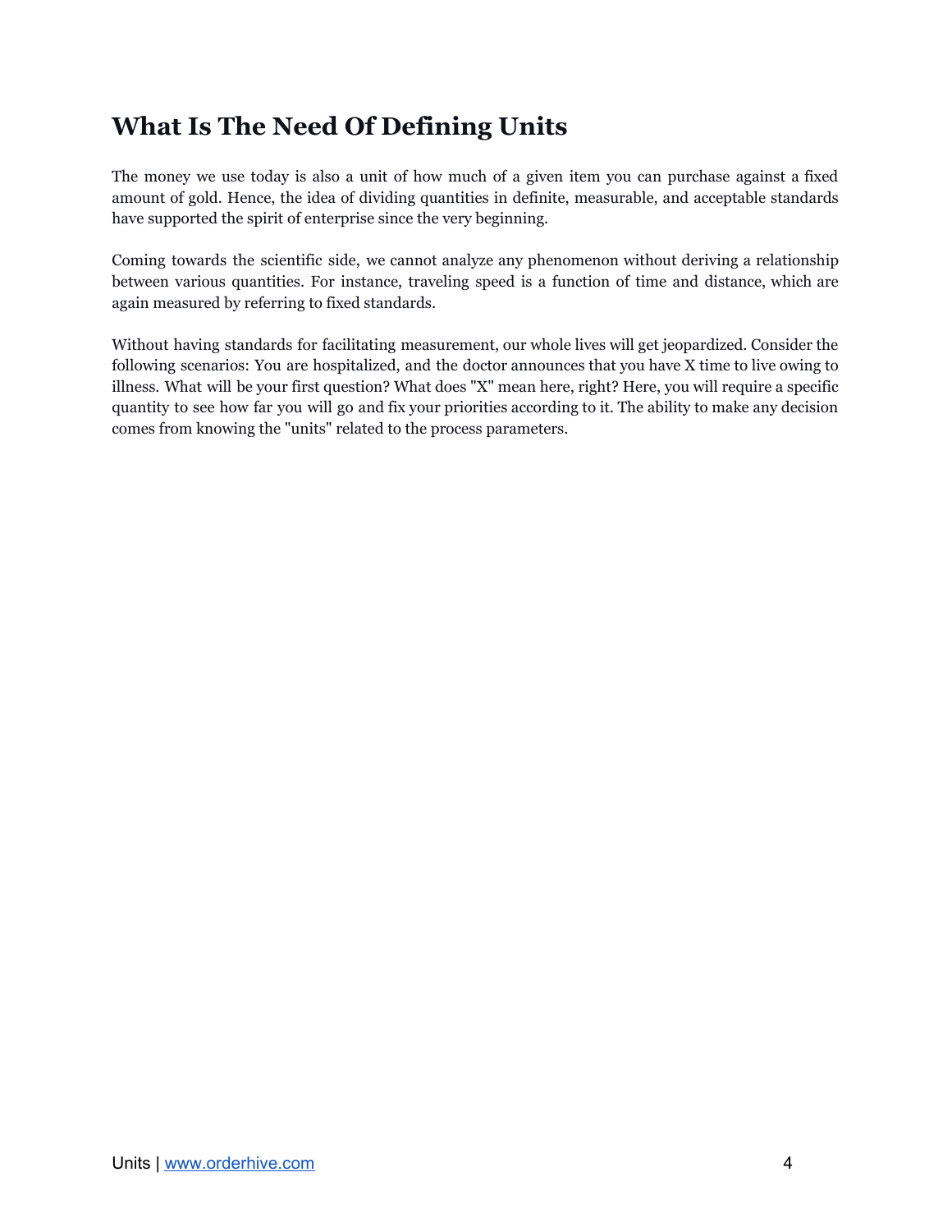# What Is The Need Of Defining Units

The money we use today is also a unit of how much of a given item you can purchase against a fixed amount of gold. Hence, the idea of dividing quantities in definite, measurable, and acceptable standards have supported the spirit of enterprise since the very beginning.

Coming towards the scientific side, we cannot analyze any phenomenon without deriving a relationship between various quantities. For instance, traveling speed is a function of time and distance, which are again measured by referring to fixed standards.

Without having standards for facilitating measurement, our whole lives will get jeopardized. Consider the following scenarios: You are hospitalized, and the doctor announces that you have X time to live owing to illness. What will be your first question? What does "X" mean here, right? Here, you will require a specific quantity to see how far you will go and fix your priorities according to it. The ability to make any decision comes from knowing the "units" related to the process parameters.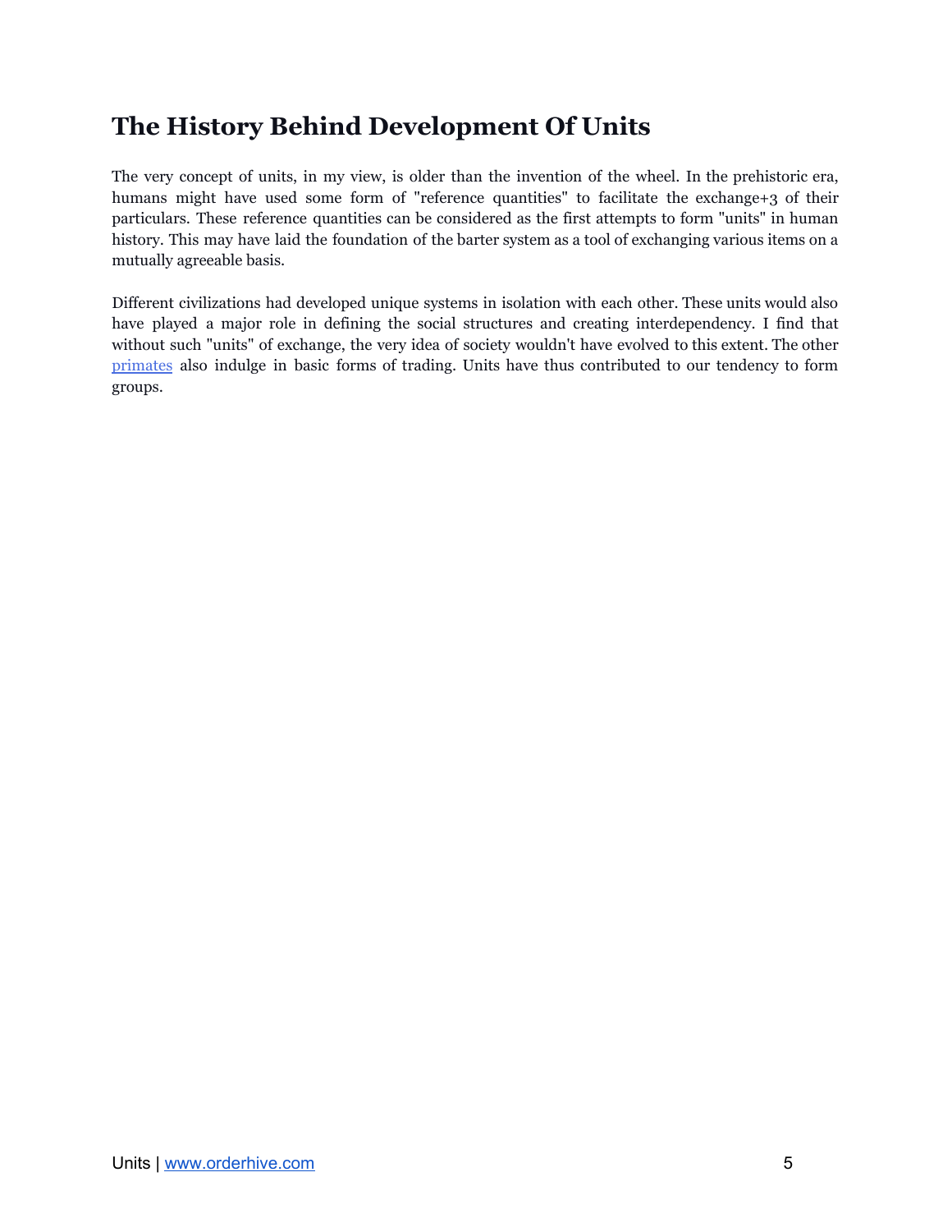# The History Behind Development Of Units

The very concept of units, in my view, is older than the invention of the wheel. In the prehistoric era, humans might have used some form of "reference quantities" to facilitate the exchange+3 of their particulars. These reference quantities can be considered as the first attempts to form "units" in human history. This may have laid the foundation of the barter system as a tool of exchanging various items on a mutually agreeable basis.

Different civilizations had developed unique systems in isolation with each other. These units would also have played a major role in defining the social structures and creating interdependency. I find that without such "units" of exchange, the very idea of society wouldn't have evolved to this extent. The other [primates]() also indulge in basic forms of trading. Units have thus contributed to our tendency to form groups.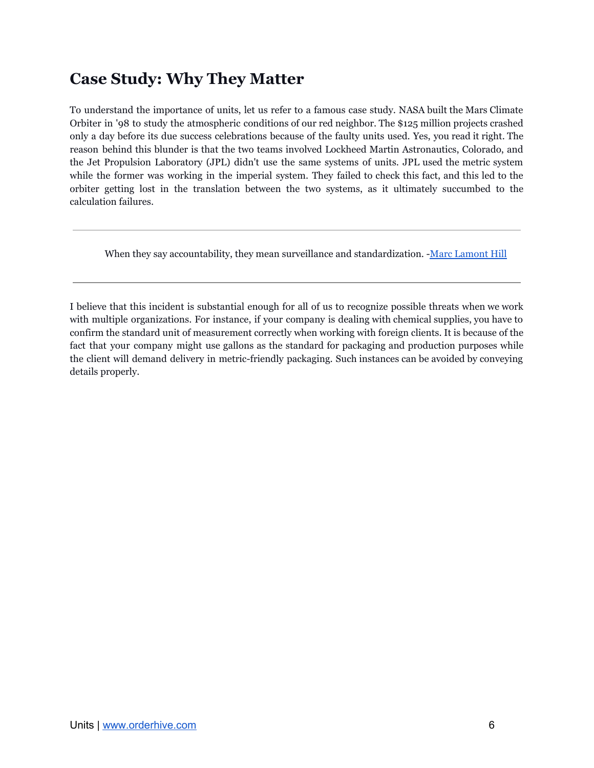## Case Study: Why They Matter

To understand the importance of units, let us refer to a famous case study. NASA built the Mars Climate Orbiter in '98 to study the atmospheric conditions of our red neighbor. The $125 million projects crashed only a day before its due success celebrations because of the faulty units used. Yes, you read it right. The reason behind this blunder is that the two teams involved Lockheed Martin Astronautics, Colorado, and the Jet Propulsion Laboratory (JPL) didn't use the same systems of units. JPL used the metric system while the former was working in the imperial system. They failed to check this fact, and this led to the orbiter getting lost in the translation between the two systems, as it ultimately succumbed to the calculation failures.

---

> When they say accountability, they mean surveillance and standardization. -[Marc Lamont Hill]

---

I believe that this incident is substantial enough for all of us to recognize possible threats when we work with multiple organizations. For instance, if your company is dealing with chemical supplies, you have to confirm the standard unit of measurement correctly when working with foreign clients. It is because of the fact that your company might use gallons as the standard for packaging and production purposes while the client will demand delivery in metric-friendly packaging. Such instances can be avoided by conveying details properly.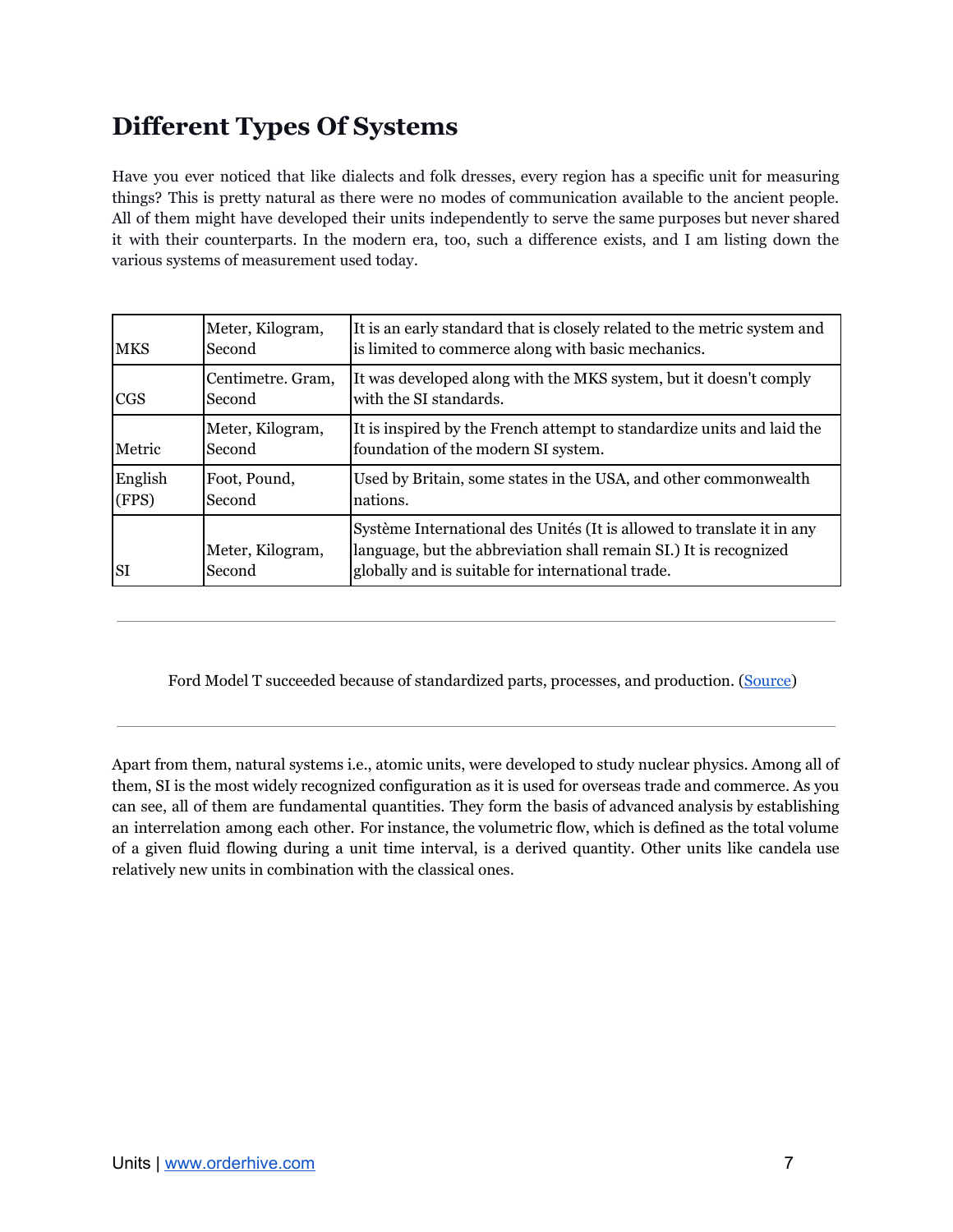## Different Types Of Systems

Have you ever noticed that like dialects and folk dresses, every region has a specific unit for measuring things? This is pretty natural as there were no modes of communication available to the ancient people. All of them might have developed their units independently to serve the same purposes but never shared it with their counterparts. In the modern era, too, such a difference exists, and I am listing down the various systems of measurement used today.

| | | |
|---|---|---|
| MKS | Meter, Kilogram, Second | It is an early standard that is closely related to the metric system and is limited to commerce along with basic mechanics. |
| CGS | Centimetre. Gram, Second | It was developed along with the MKS system, but it doesn't comply with the SI standards. |
| Metric | Meter, Kilogram, Second | It is inspired by the French attempt to standardize units and laid the foundation of the modern SI system. |
| English (FPS) | Foot, Pound, Second | Used by Britain, some states in the USA, and other commonwealth nations. |
| SI | Meter, Kilogram, Second | Système International des Unités (It is allowed to translate it in any language, but the abbreviation shall remain SI.) It is recognized globally and is suitable for international trade. |

---

Ford Model T succeeded because of standardized parts, processes, and production. (Source)

---

Apart from them, natural systems i.e., atomic units, were developed to study nuclear physics. Among all of them, SI is the most widely recognized configuration as it is used for overseas trade and commerce. As you can see, all of them are fundamental quantities. They form the basis of advanced analysis by establishing an interrelation among each other. For instance, the volumetric flow, which is defined as the total volume of a given fluid flowing during a unit time interval, is a derived quantity. Other units like candela use relatively new units in combination with the classical ones.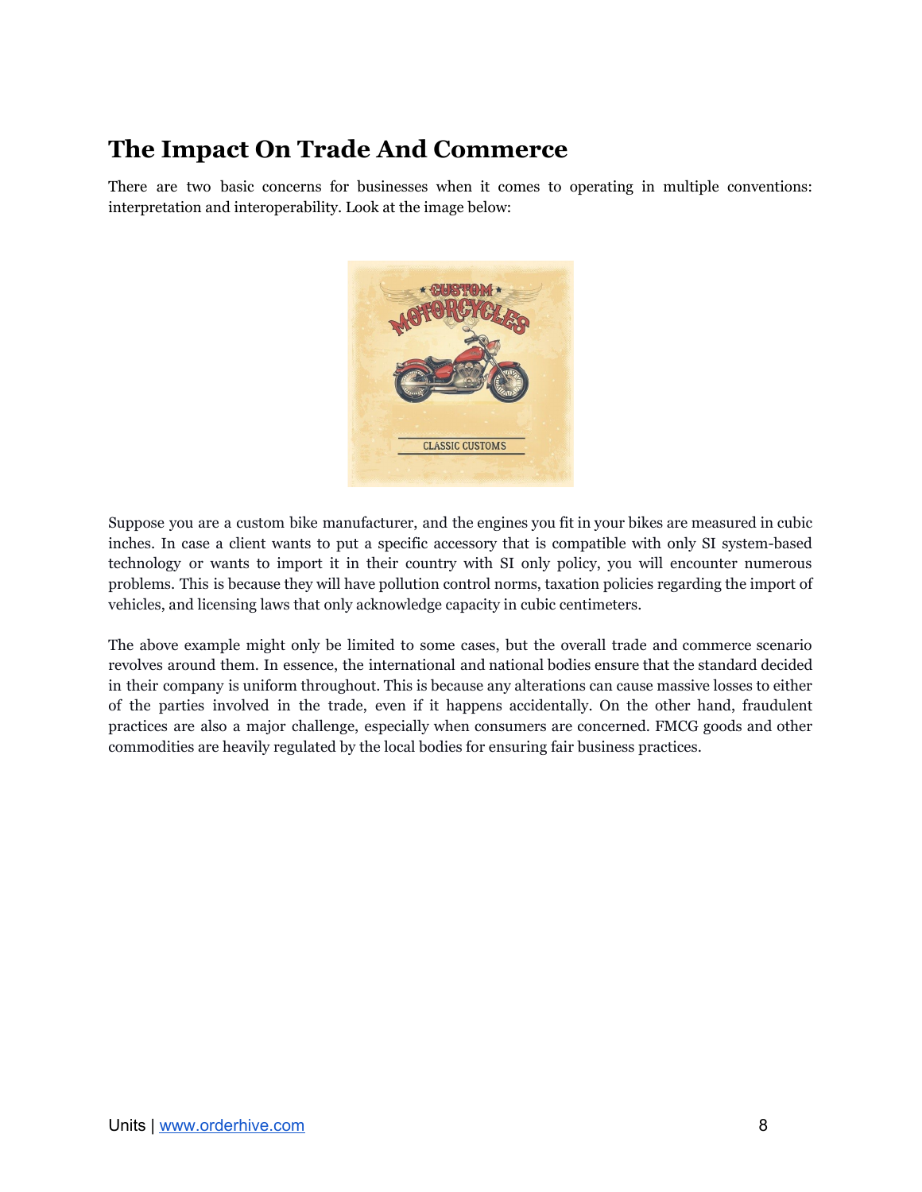## The Impact On Trade And Commerce

There are two basic concerns for businesses when it comes to operating in multiple conventions: interpretation and interoperability. Look at the image below:

Suppose you are a custom bike manufacturer, and the engines you fit in your bikes are measured in cubic inches. In case a client wants to put a specific accessory that is compatible with only SI system-based technology or wants to import it in their country with SI only policy, you will encounter numerous problems. This is because they will have pollution control norms, taxation policies regarding the import of vehicles, and licensing laws that only acknowledge capacity in cubic centimeters.

The above example might only be limited to some cases, but the overall trade and commerce scenario revolves around them. In essence, the international and national bodies ensure that the standard decided in their company is uniform throughout. This is because any alterations can cause massive losses to either of the parties involved in the trade, even if it happens accidentally. On the other hand, fraudulent practices are also a major challenge, especially when consumers are concerned. FMCG goods and other commodities are heavily regulated by the local bodies for ensuring fair business practices.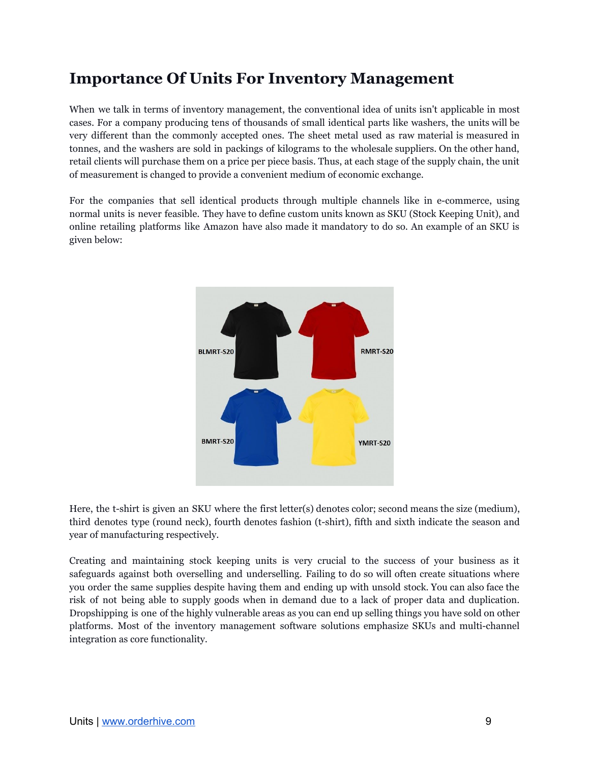## Importance Of Units For Inventory Management

When we talk in terms of inventory management, the conventional idea of units isn't applicable in most cases. For a company producing tens of thousands of small identical parts like washers, the units will be very different than the commonly accepted ones. The sheet metal used as raw material is measured in tonnes, and the washers are sold in packings of kilograms to the wholesale suppliers. On the other hand, retail clients will purchase them on a price per piece basis. Thus, at each stage of the supply chain, the unit of measurement is changed to provide a convenient medium of economic exchange.

For the companies that sell identical products through multiple channels like in e-commerce, using normal units is never feasible. They have to define custom units known as SKU (Stock Keeping Unit), and online retailing platforms like Amazon have also made it mandatory to do so. An example of an SKU is given below:

Here, the t-shirt is given an SKU where the first letter(s) denotes color; second means the size (medium), third denotes type (round neck), fourth denotes fashion (t-shirt), fifth and sixth indicate the season and year of manufacturing respectively.

Creating and maintaining stock keeping units is very crucial to the success of your business as it safeguards against both overselling and underselling. Failing to do so will often create situations where you order the same supplies despite having them and ending up with unsold stock. You can also face the risk of not being able to supply goods when in demand due to a lack of proper data and duplication. Dropshipping is one of the highly vulnerable areas as you can end up selling things you have sold on other platforms. Most of the inventory management software solutions emphasize SKUs and multi-channel integration as core functionality.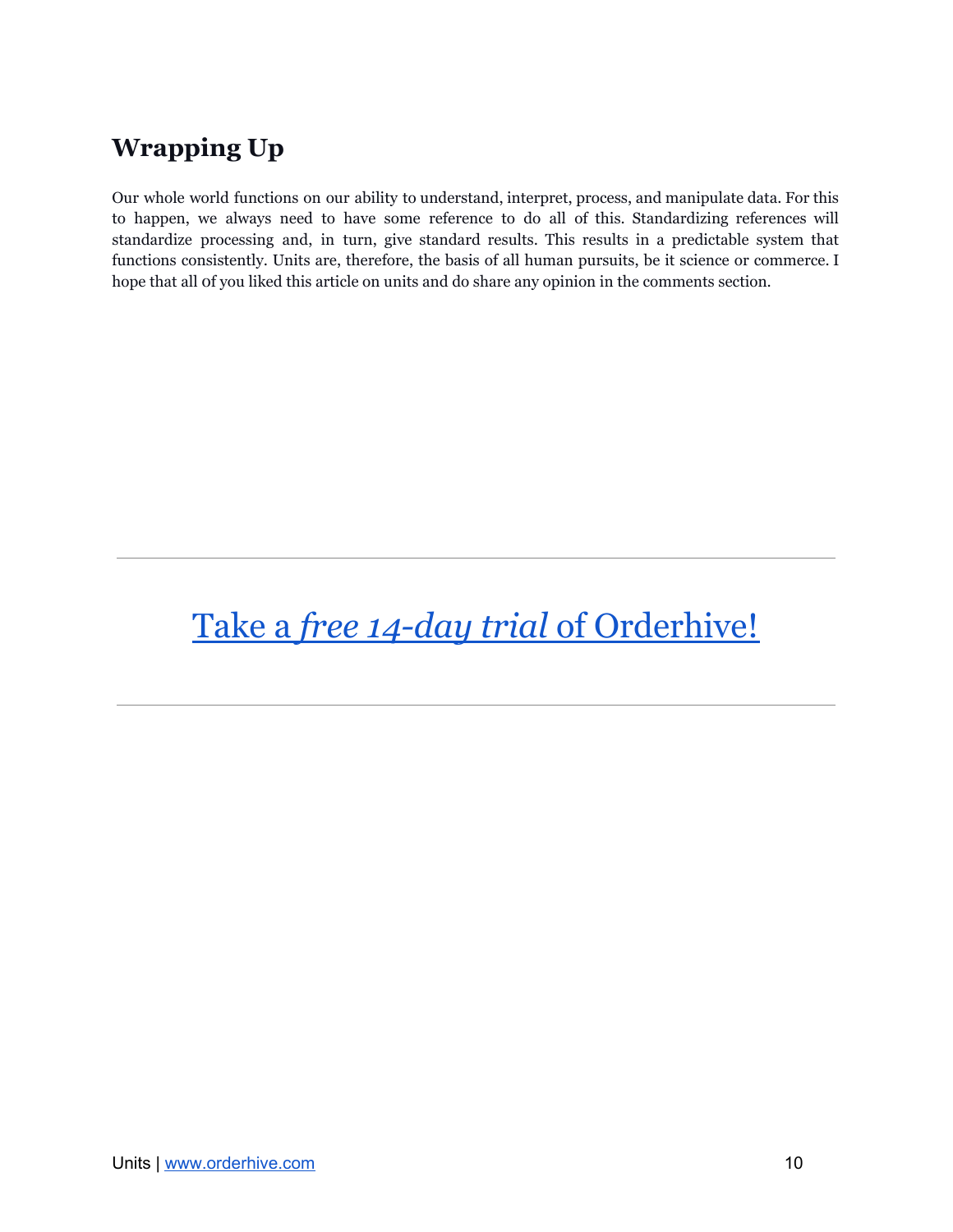## Wrapping Up

Our whole world functions on our ability to understand, interpret, process, and manipulate data. For this to happen, we always need to have some reference to do all of this. Standardizing references will standardize processing and, in turn, give standard results. This results in a predictable system that functions consistently. Units are, therefore, the basis of all human pursuits, be it science or commerce. I hope that all of you liked this article on units and do share any opinion in the comments section.

---

Take a *free 14-day trial* of Orderhive!

---